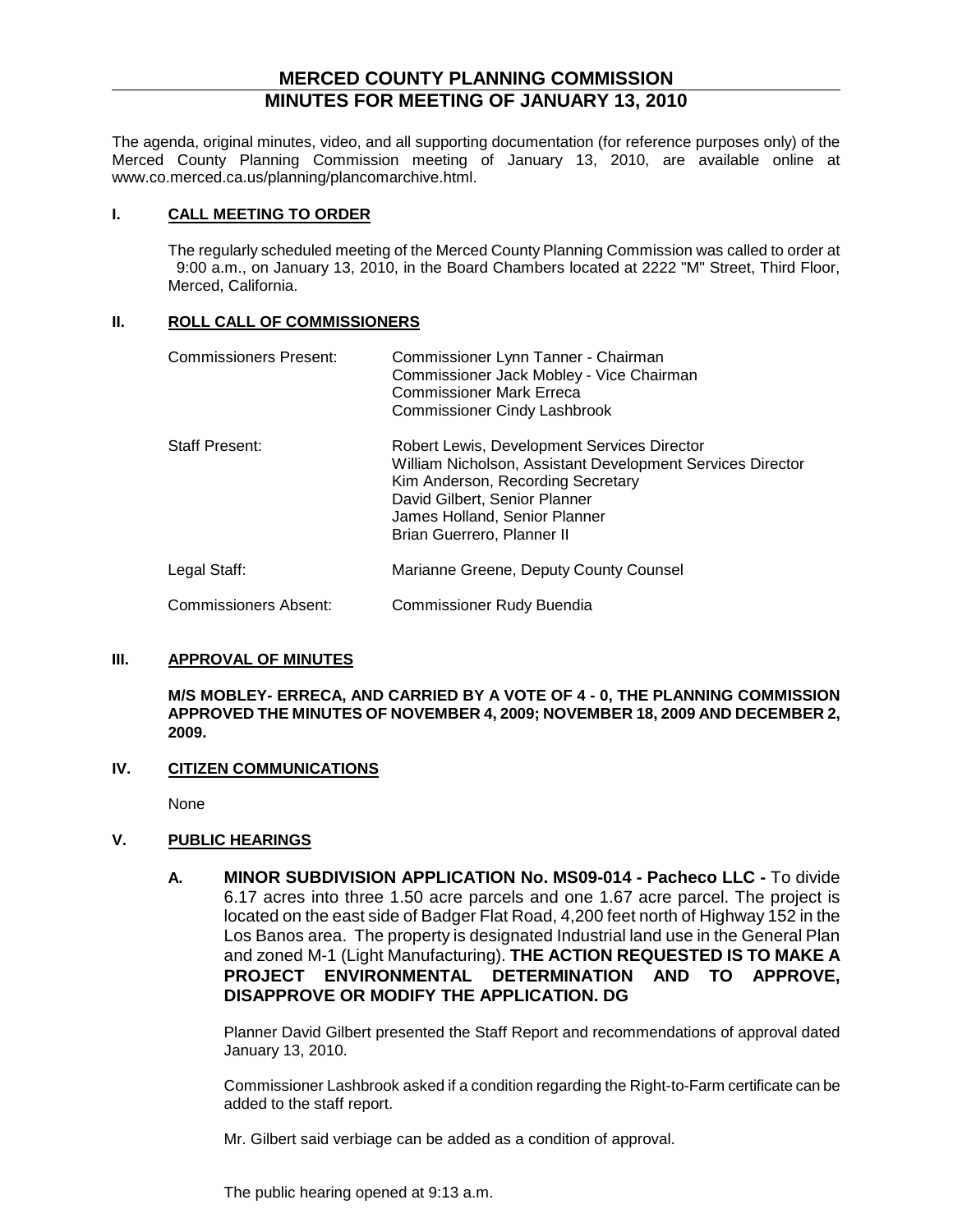# MERCED COUNTY PLANNING COMMISSION
# MINUTES FOR MEETING OF JANUARY 13, 2010

The agenda, original minutes, video, and all supporting documentation (for reference purposes only) of the Merced County Planning Commission meeting of January 13, 2010, are available online at www.co.merced.ca.us/planning/plancomarchive.html.

## I. CALL MEETING TO ORDER

The regularly scheduled meeting of the Merced County Planning Commission was called to order at 9:00 a.m., on January 13, 2010, in the Board Chambers located at 2222 "M" Street, Third Floor, Merced, California.

## II. ROLL CALL OF COMMISSIONERS

| | |
|---|---|
| Commissioners Present: | Commissioner Lynn Tanner - Chairman<br>Commissioner Jack Mobley - Vice Chairman<br>Commissioner Mark Erreca<br>Commissioner Cindy Lashbrook |
| Staff Present: | Robert Lewis, Development Services Director<br>William Nicholson, Assistant Development Services Director<br>Kim Anderson, Recording Secretary<br>David Gilbert, Senior Planner<br>James Holland, Senior Planner<br>Brian Guerrero, Planner II |
| Legal Staff: | Marianne Greene, Deputy County Counsel |
| Commissioners Absent: | Commissioner Rudy Buendia |

## III. APPROVAL OF MINUTES

**M/S MOBLEY- ERRECA, AND CARRIED BY A VOTE OF 4 - 0, THE PLANNING COMMISSION APPROVED THE MINUTES OF NOVEMBER 4, 2009; NOVEMBER 18, 2009 AND DECEMBER 2, 2009.**

## IV. CITIZEN COMMUNICATIONS

None

## V. PUBLIC HEARINGS

**A. MINOR SUBDIVISION APPLICATION No. MS09-014 - Pacheco LLC -** To divide 6.17 acres into three 1.50 acre parcels and one 1.67 acre parcel. The project is located on the east side of Badger Flat Road, 4,200 feet north of Highway 152 in the Los Banos area. The property is designated Industrial land use in the General Plan and zoned M-1 (Light Manufacturing). **THE ACTION REQUESTED IS TO MAKE A PROJECT ENVIRONMENTAL DETERMINATION AND TO APPROVE, DISAPPROVE OR MODIFY THE APPLICATION. DG**

Planner David Gilbert presented the Staff Report and recommendations of approval dated January 13, 2010.

Commissioner Lashbrook asked if a condition regarding the Right-to-Farm certificate can be added to the staff report.

Mr. Gilbert said verbiage can be added as a condition of approval.

The public hearing opened at 9:13 a.m.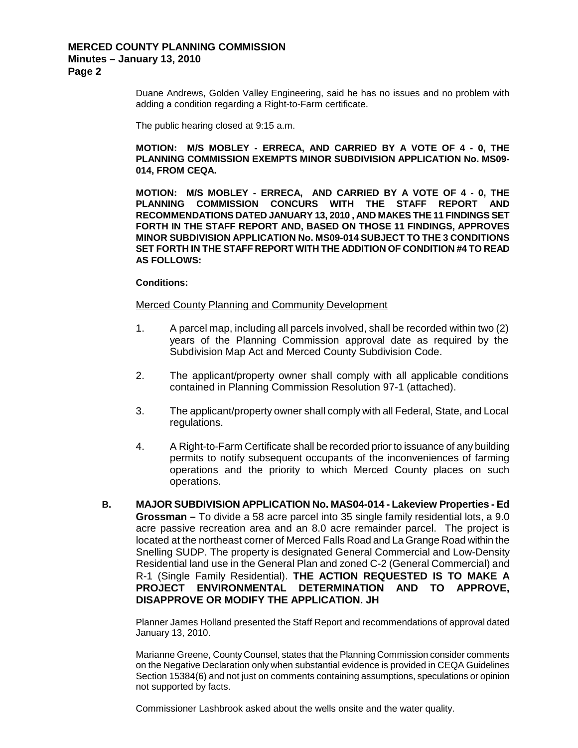Duane Andrews, Golden Valley Engineering, said he has no issues and no problem with adding a condition regarding a Right-to-Farm certificate.

The public hearing closed at 9:15 a.m.

**MOTION: M/S MOBLEY - ERRECA, AND CARRIED BY A VOTE OF 4 - 0, THE PLANNING COMMISSION EXEMPTS MINOR SUBDIVISION APPLICATION No. MS09-014, FROM CEQA.**

**MOTION: M/S MOBLEY - ERRECA, AND CARRIED BY A VOTE OF 4 - 0, THE PLANNING COMMISSION CONCURS WITH THE STAFF REPORT AND RECOMMENDATIONS DATED JANUARY 13, 2010 , AND MAKES THE 11 FINDINGS SET FORTH IN THE STAFF REPORT AND, BASED ON THOSE 11 FINDINGS, APPROVES MINOR SUBDIVISION APPLICATION No. MS09-014 SUBJECT TO THE 3 CONDITIONS SET FORTH IN THE STAFF REPORT WITH THE ADDITION OF CONDITION #4 TO READ AS FOLLOWS:**

**Conditions:**

Merced County Planning and Community Development

1. A parcel map, including all parcels involved, shall be recorded within two (2) years of the Planning Commission approval date as required by the Subdivision Map Act and Merced County Subdivision Code.

2. The applicant/property owner shall comply with all applicable conditions contained in Planning Commission Resolution 97-1 (attached).

3. The applicant/property owner shall comply with all Federal, State, and Local regulations.

4. A Right-to-Farm Certificate shall be recorded prior to issuance of any building permits to notify subsequent occupants of the inconveniences of farming operations and the priority to which Merced County places on such operations.

**B. MAJOR SUBDIVISION APPLICATION No. MAS04-014 - Lakeview Properties - Ed Grossman –** To divide a 58 acre parcel into 35 single family residential lots, a 9.0 acre passive recreation area and an 8.0 acre remainder parcel. The project is located at the northeast corner of Merced Falls Road and La Grange Road within the Snelling SUDP. The property is designated General Commercial and Low-Density Residential land use in the General Plan and zoned C-2 (General Commercial) and R-1 (Single Family Residential). **THE ACTION REQUESTED IS TO MAKE A PROJECT ENVIRONMENTAL DETERMINATION AND TO APPROVE, DISAPPROVE OR MODIFY THE APPLICATION. JH**

Planner James Holland presented the Staff Report and recommendations of approval dated January 13, 2010.

Marianne Greene, County Counsel, states that the Planning Commission consider comments on the Negative Declaration only when substantial evidence is provided in CEQA Guidelines Section 15384(6) and not just on comments containing assumptions, speculations or opinion not supported by facts.

Commissioner Lashbrook asked about the wells onsite and the water quality.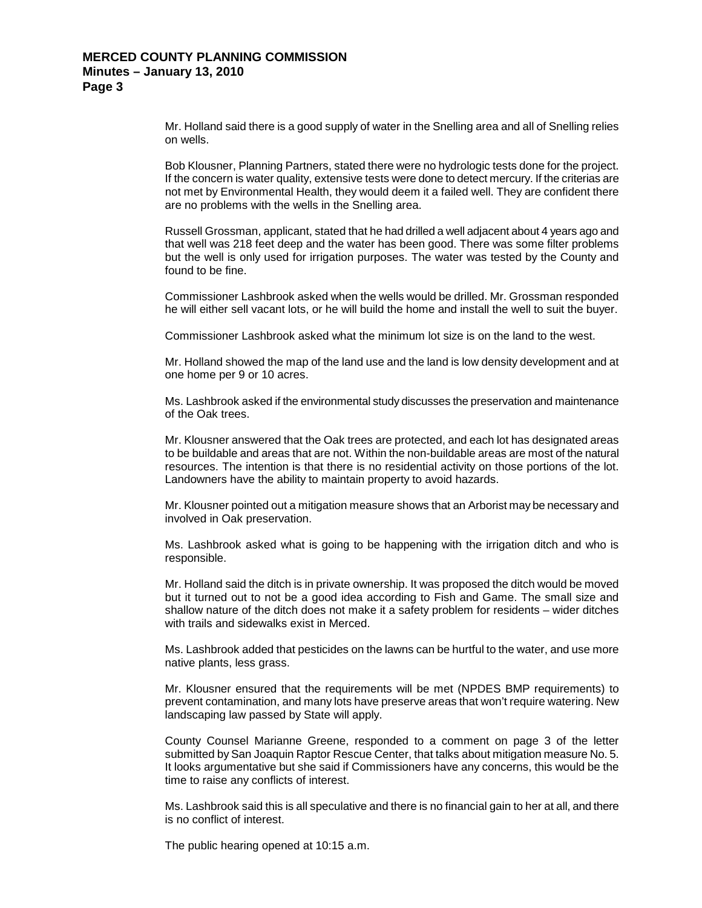Mr. Holland said there is a good supply of water in the Snelling area and all of Snelling relies on wells.

Bob Klousner, Planning Partners, stated there were no hydrologic tests done for the project. If the concern is water quality, extensive tests were done to detect mercury. If the criterias are not met by Environmental Health, they would deem it a failed well. They are confident there are no problems with the wells in the Snelling area.

Russell Grossman, applicant, stated that he had drilled a well adjacent about 4 years ago and that well was 218 feet deep and the water has been good. There was some filter problems but the well is only used for irrigation purposes. The water was tested by the County and found to be fine.

Commissioner Lashbrook asked when the wells would be drilled. Mr. Grossman responded he will either sell vacant lots, or he will build the home and install the well to suit the buyer.

Commissioner Lashbrook asked what the minimum lot size is on the land to the west.

Mr. Holland showed the map of the land use and the land is low density development and at one home per 9 or 10 acres.

Ms. Lashbrook asked if the environmental study discusses the preservation and maintenance of the Oak trees.

Mr. Klousner answered that the Oak trees are protected, and each lot has designated areas to be buildable and areas that are not. Within the non-buildable areas are most of the natural resources. The intention is that there is no residential activity on those portions of the lot. Landowners have the ability to maintain property to avoid hazards.

Mr. Klousner pointed out a mitigation measure shows that an Arborist may be necessary and involved in Oak preservation.

Ms. Lashbrook asked what is going to be happening with the irrigation ditch and who is responsible.

Mr. Holland said the ditch is in private ownership. It was proposed the ditch would be moved but it turned out to not be a good idea according to Fish and Game. The small size and shallow nature of the ditch does not make it a safety problem for residents – wider ditches with trails and sidewalks exist in Merced.

Ms. Lashbrook added that pesticides on the lawns can be hurtful to the water, and use more native plants, less grass.

Mr. Klousner ensured that the requirements will be met (NPDES BMP requirements) to prevent contamination, and many lots have preserve areas that won't require watering. New landscaping law passed by State will apply.

County Counsel Marianne Greene, responded to a comment on page 3 of the letter submitted by San Joaquin Raptor Rescue Center, that talks about mitigation measure No. 5. It looks argumentative but she said if Commissioners have any concerns, this would be the time to raise any conflicts of interest.

Ms. Lashbrook said this is all speculative and there is no financial gain to her at all, and there is no conflict of interest.

The public hearing opened at 10:15 a.m.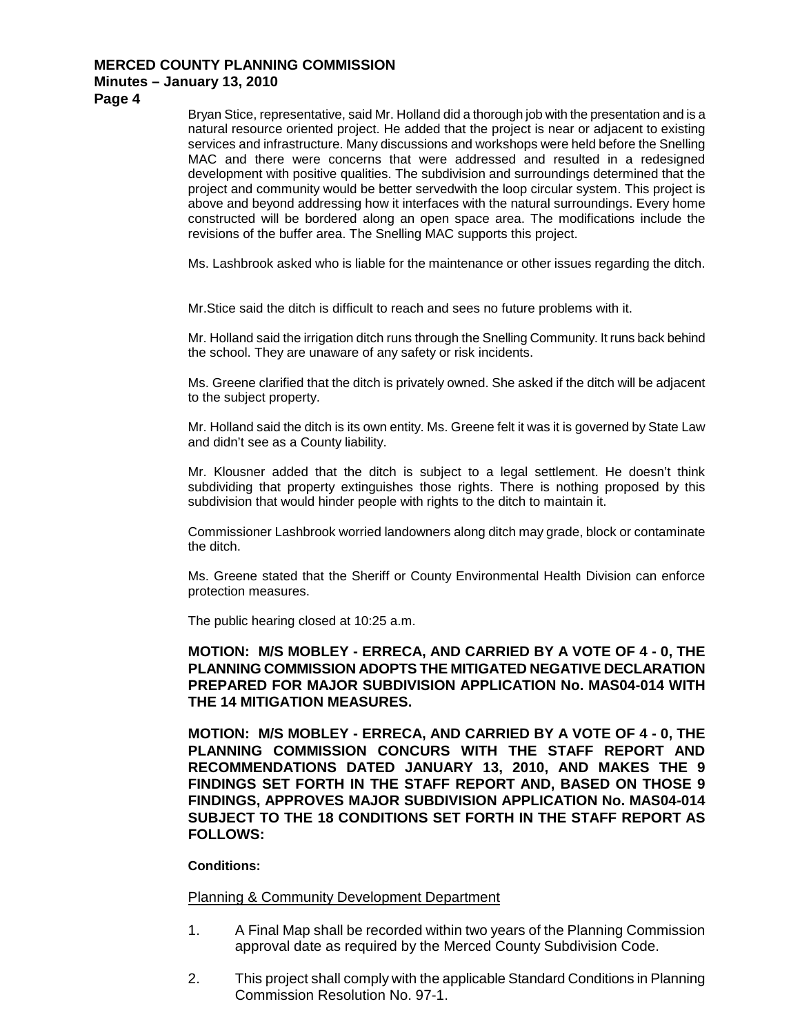Bryan Stice, representative, said Mr. Holland did a thorough job with the presentation and is a natural resource oriented project. He added that the project is near or adjacent to existing services and infrastructure. Many discussions and workshops were held before the Snelling MAC and there were concerns that were addressed and resulted in a redesigned development with positive qualities. The subdivision and surroundings determined that the project and community would be better servedwith the loop circular system. This project is above and beyond addressing how it interfaces with the natural surroundings. Every home constructed will be bordered along an open space area. The modifications include the revisions of the buffer area. The Snelling MAC supports this project.

Ms. Lashbrook asked who is liable for the maintenance or other issues regarding the ditch.

Mr.Stice said the ditch is difficult to reach and sees no future problems with it.

Mr. Holland said the irrigation ditch runs through the Snelling Community. It runs back behind the school. They are unaware of any safety or risk incidents.

Ms. Greene clarified that the ditch is privately owned. She asked if the ditch will be adjacent to the subject property.

Mr. Holland said the ditch is its own entity. Ms. Greene felt it was it is governed by State Law and didn't see as a County liability.

Mr. Klousner added that the ditch is subject to a legal settlement. He doesn't think subdividing that property extinguishes those rights. There is nothing proposed by this subdivision that would hinder people with rights to the ditch to maintain it.

Commissioner Lashbrook worried landowners along ditch may grade, block or contaminate the ditch.

Ms. Greene stated that the Sheriff or County Environmental Health Division can enforce protection measures.

The public hearing closed at 10:25 a.m.

**MOTION: M/S MOBLEY - ERRECA, AND CARRIED BY A VOTE OF 4 - 0, THE PLANNING COMMISSION ADOPTS THE MITIGATED NEGATIVE DECLARATION PREPARED FOR MAJOR SUBDIVISION APPLICATION No. MAS04-014 WITH THE 14 MITIGATION MEASURES.**

**MOTION: M/S MOBLEY - ERRECA, AND CARRIED BY A VOTE OF 4 - 0, THE PLANNING COMMISSION CONCURS WITH THE STAFF REPORT AND RECOMMENDATIONS DATED JANUARY 13, 2010, AND MAKES THE 9 FINDINGS SET FORTH IN THE STAFF REPORT AND, BASED ON THOSE 9 FINDINGS, APPROVES MAJOR SUBDIVISION APPLICATION No. MAS04-014 SUBJECT TO THE 18 CONDITIONS SET FORTH IN THE STAFF REPORT AS FOLLOWS:**

**Conditions:**

<u>Planning & Community Development Department</u>

1. A Final Map shall be recorded within two years of the Planning Commission approval date as required by the Merced County Subdivision Code.

2. This project shall comply with the applicable Standard Conditions in Planning Commission Resolution No. 97-1.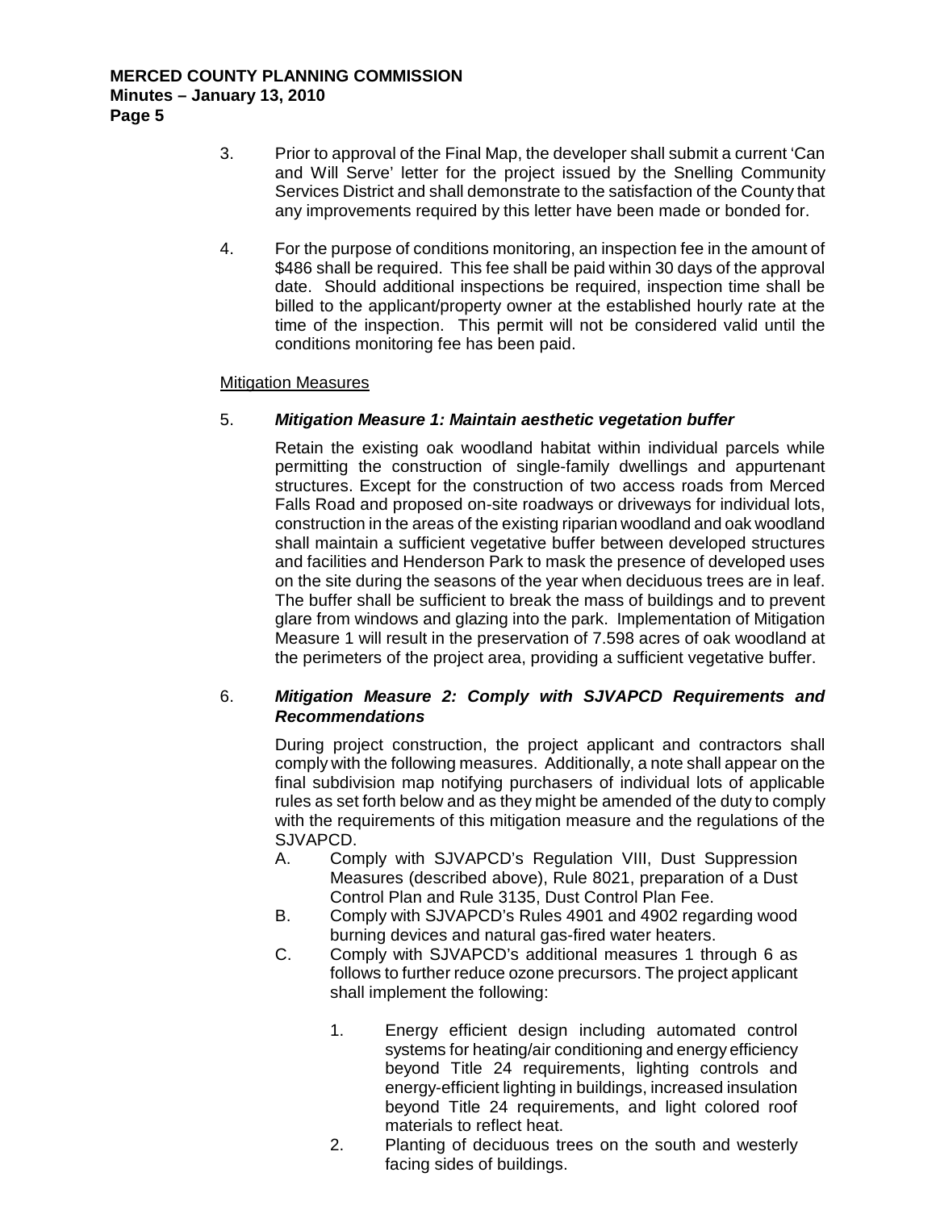3. Prior to approval of the Final Map, the developer shall submit a current 'Can and Will Serve' letter for the project issued by the Snelling Community Services District and shall demonstrate to the satisfaction of the County that any improvements required by this letter have been made or bonded for.

4. For the purpose of conditions monitoring, an inspection fee in the amount of $486 shall be required. This fee shall be paid within 30 days of the approval date. Should additional inspections be required, inspection time shall be billed to the applicant/property owner at the established hourly rate at the time of the inspection. This permit will not be considered valid until the conditions monitoring fee has been paid.

<u>Mitigation Measures</u>

5. ***Mitigation Measure 1: Maintain aesthetic vegetation buffer***

   Retain the existing oak woodland habitat within individual parcels while permitting the construction of single-family dwellings and appurtenant structures. Except for the construction of two access roads from Merced Falls Road and proposed on-site roadways or driveways for individual lots, construction in the areas of the existing riparian woodland and oak woodland shall maintain a sufficient vegetative buffer between developed structures and facilities and Henderson Park to mask the presence of developed uses on the site during the seasons of the year when deciduous trees are in leaf. The buffer shall be sufficient to break the mass of buildings and to prevent glare from windows and glazing into the park. Implementation of Mitigation Measure 1 will result in the preservation of 7.598 acres of oak woodland at the perimeters of the project area, providing a sufficient vegetative buffer.

6. ***Mitigation Measure 2: Comply with SJVAPCD Requirements and Recommendations***

   During project construction, the project applicant and contractors shall comply with the following measures. Additionally, a note shall appear on the final subdivision map notifying purchasers of individual lots of applicable rules as set forth below and as they might be amended of the duty to comply with the requirements of this mitigation measure and the regulations of the SJVAPCD.

   A. Comply with SJVAPCD's Regulation VIII, Dust Suppression Measures (described above), Rule 8021, preparation of a Dust Control Plan and Rule 3135, Dust Control Plan Fee.
   B. Comply with SJVAPCD's Rules 4901 and 4902 regarding wood burning devices and natural gas-fired water heaters.
   C. Comply with SJVAPCD's additional measures 1 through 6 as follows to further reduce ozone precursors. The project applicant shall implement the following:

      1. Energy efficient design including automated control systems for heating/air conditioning and energy efficiency beyond Title 24 requirements, lighting controls and energy-efficient lighting in buildings, increased insulation beyond Title 24 requirements, and light colored roof materials to reflect heat.
      2. Planting of deciduous trees on the south and westerly facing sides of buildings.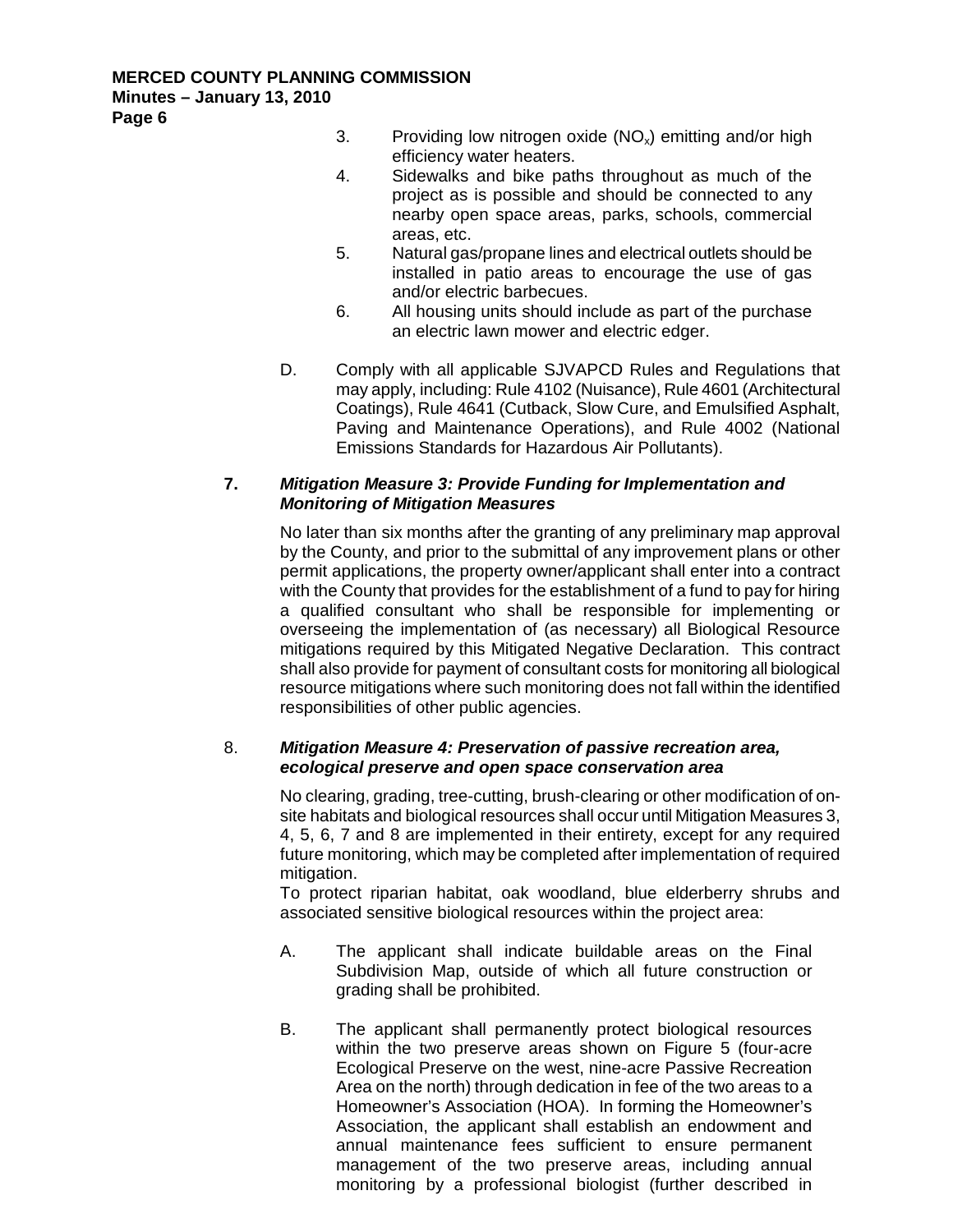3. Providing low nitrogen oxide ($NO_x$) emitting and/or high efficiency water heaters.
4. Sidewalks and bike paths throughout as much of the project as is possible and should be connected to any nearby open space areas, parks, schools, commercial areas, etc.
5. Natural gas/propane lines and electrical outlets should be installed in patio areas to encourage the use of gas and/or electric barbecues.
6. All housing units should include as part of the purchase an electric lawn mower and electric edger.

D. Comply with all applicable SJVAPCD Rules and Regulations that may apply, including: Rule 4102 (Nuisance), Rule 4601 (Architectural Coatings), Rule 4641 (Cutback, Slow Cure, and Emulsified Asphalt, Paving and Maintenance Operations), and Rule 4002 (National Emissions Standards for Hazardous Air Pollutants).

**7.** ***Mitigation Measure 3: Provide Funding for Implementation and Monitoring of Mitigation Measures***

No later than six months after the granting of any preliminary map approval by the County, and prior to the submittal of any improvement plans or other permit applications, the property owner/applicant shall enter into a contract with the County that provides for the establishment of a fund to pay for hiring a qualified consultant who shall be responsible for implementing or overseeing the implementation of (as necessary) all Biological Resource mitigations required by this Mitigated Negative Declaration. This contract shall also provide for payment of consultant costs for monitoring all biological resource mitigations where such monitoring does not fall within the identified responsibilities of other public agencies.

8. ***Mitigation Measure 4: Preservation of passive recreation area, ecological preserve and open space conservation area***

No clearing, grading, tree-cutting, brush-clearing or other modification of on-site habitats and biological resources shall occur until Mitigation Measures 3, 4, 5, 6, 7 and 8 are implemented in their entirety, except for any required future monitoring, which may be completed after implementation of required mitigation.
To protect riparian habitat, oak woodland, blue elderberry shrubs and associated sensitive biological resources within the project area:

A. The applicant shall indicate buildable areas on the Final Subdivision Map, outside of which all future construction or grading shall be prohibited.

B. The applicant shall permanently protect biological resources within the two preserve areas shown on Figure 5 (four-acre Ecological Preserve on the west, nine-acre Passive Recreation Area on the north) through dedication in fee of the two areas to a Homeowner's Association (HOA). In forming the Homeowner's Association, the applicant shall establish an endowment and annual maintenance fees sufficient to ensure permanent management of the two preserve areas, including annual monitoring by a professional biologist (further described in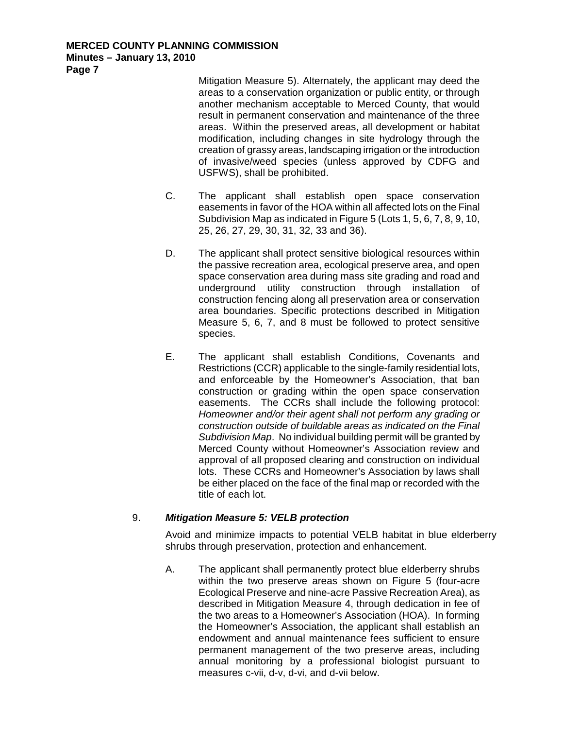Mitigation Measure 5). Alternately, the applicant may deed the areas to a conservation organization or public entity, or through another mechanism acceptable to Merced County, that would result in permanent conservation and maintenance of the three areas. Within the preserved areas, all development or habitat modification, including changes in site hydrology through the creation of grassy areas, landscaping irrigation or the introduction of invasive/weed species (unless approved by CDFG and USFWS), shall be prohibited.

C. The applicant shall establish open space conservation easements in favor of the HOA within all affected lots on the Final Subdivision Map as indicated in Figure 5 (Lots 1, 5, 6, 7, 8, 9, 10, 25, 26, 27, 29, 30, 31, 32, 33 and 36).

D. The applicant shall protect sensitive biological resources within the passive recreation area, ecological preserve area, and open space conservation area during mass site grading and road and underground utility construction through installation of construction fencing along all preservation area or conservation area boundaries. Specific protections described in Mitigation Measure 5, 6, 7, and 8 must be followed to protect sensitive species.

E. The applicant shall establish Conditions, Covenants and Restrictions (CCR) applicable to the single-family residential lots, and enforceable by the Homeowner's Association, that ban construction or grading within the open space conservation easements. The CCRs shall include the following protocol: *Homeowner and/or their agent shall not perform any grading or construction outside of buildable areas as indicated on the Final Subdivision Map*. No individual building permit will be granted by Merced County without Homeowner's Association review and approval of all proposed clearing and construction on individual lots. These CCRs and Homeowner's Association by laws shall be either placed on the face of the final map or recorded with the title of each lot.

9. ***Mitigation Measure 5: VELB protection***

Avoid and minimize impacts to potential VELB habitat in blue elderberry shrubs through preservation, protection and enhancement.

A. The applicant shall permanently protect blue elderberry shrubs within the two preserve areas shown on Figure 5 (four-acre Ecological Preserve and nine-acre Passive Recreation Area), as described in Mitigation Measure 4, through dedication in fee of the two areas to a Homeowner's Association (HOA). In forming the Homeowner's Association, the applicant shall establish an endowment and annual maintenance fees sufficient to ensure permanent management of the two preserve areas, including annual monitoring by a professional biologist pursuant to measures c-vii, d-v, d-vi, and d-vii below.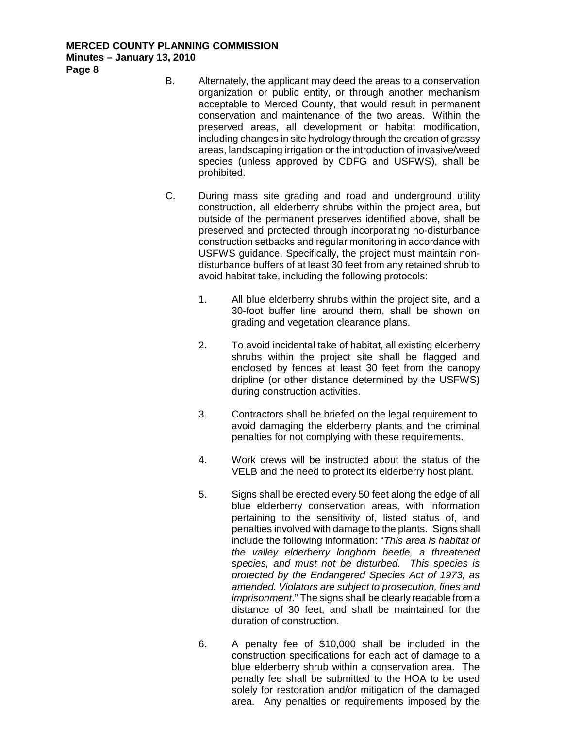B. Alternately, the applicant may deed the areas to a conservation organization or public entity, or through another mechanism acceptable to Merced County, that would result in permanent conservation and maintenance of the two areas. Within the preserved areas, all development or habitat modification, including changes in site hydrology through the creation of grassy areas, landscaping irrigation or the introduction of invasive/weed species (unless approved by CDFG and USFWS), shall be prohibited.

C. During mass site grading and road and underground utility construction, all elderberry shrubs within the project area, but outside of the permanent preserves identified above, shall be preserved and protected through incorporating no-disturbance construction setbacks and regular monitoring in accordance with USFWS guidance. Specifically, the project must maintain non-disturbance buffers of at least 30 feet from any retained shrub to avoid habitat take, including the following protocols:

1. All blue elderberry shrubs within the project site, and a 30-foot buffer line around them, shall be shown on grading and vegetation clearance plans.

2. To avoid incidental take of habitat, all existing elderberry shrubs within the project site shall be flagged and enclosed by fences at least 30 feet from the canopy dripline (or other distance determined by the USFWS) during construction activities.

3. Contractors shall be briefed on the legal requirement to avoid damaging the elderberry plants and the criminal penalties for not complying with these requirements.

4. Work crews will be instructed about the status of the VELB and the need to protect its elderberry host plant.

5. Signs shall be erected every 50 feet along the edge of all blue elderberry conservation areas, with information pertaining to the sensitivity of, listed status of, and penalties involved with damage to the plants. Signs shall include the following information: "*This area is habitat of the valley elderberry longhorn beetle, a threatened species, and must not be disturbed. This species is protected by the Endangered Species Act of 1973, as amended. Violators are subject to prosecution, fines and imprisonment*." The signs shall be clearly readable from a distance of 30 feet, and shall be maintained for the duration of construction.

6. A penalty fee of $10,000 shall be included in the construction specifications for each act of damage to a blue elderberry shrub within a conservation area. The penalty fee shall be submitted to the HOA to be used solely for restoration and/or mitigation of the damaged area. Any penalties or requirements imposed by the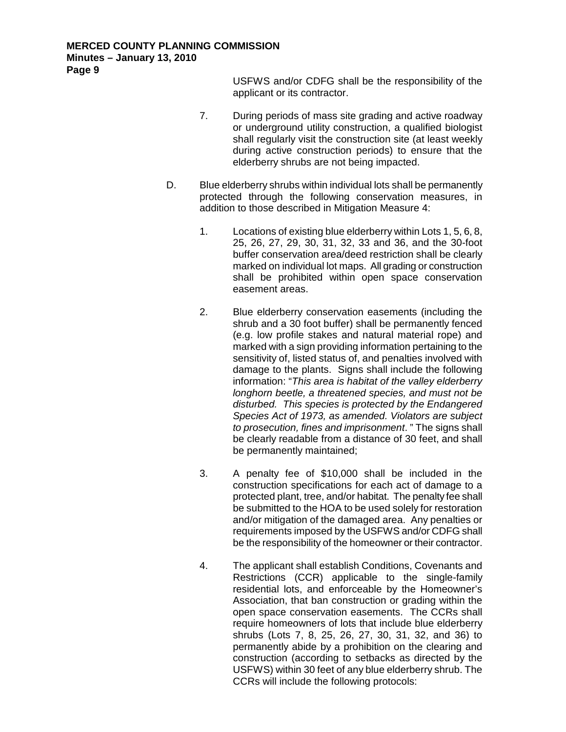USFWS and/or CDFG shall be the responsibility of the applicant or its contractor.

7. During periods of mass site grading and active roadway or underground utility construction, a qualified biologist shall regularly visit the construction site (at least weekly during active construction periods) to ensure that the elderberry shrubs are not being impacted.

D. Blue elderberry shrubs within individual lots shall be permanently protected through the following conservation measures, in addition to those described in Mitigation Measure 4:

1. Locations of existing blue elderberry within Lots 1, 5, 6, 8, 25, 26, 27, 29, 30, 31, 32, 33 and 36, and the 30-foot buffer conservation area/deed restriction shall be clearly marked on individual lot maps. All grading or construction shall be prohibited within open space conservation easement areas.

2. Blue elderberry conservation easements (including the shrub and a 30 foot buffer) shall be permanently fenced (e.g. low profile stakes and natural material rope) and marked with a sign providing information pertaining to the sensitivity of, listed status of, and penalties involved with damage to the plants. Signs shall include the following information: "*This area is habitat of the valley elderberry longhorn beetle, a threatened species, and must not be disturbed. This species is protected by the Endangered Species Act of 1973, as amended. Violators are subject to prosecution, fines and imprisonment*. " The signs shall be clearly readable from a distance of 30 feet, and shall be permanently maintained;

3. A penalty fee of $10,000 shall be included in the construction specifications for each act of damage to a protected plant, tree, and/or habitat. The penalty fee shall be submitted to the HOA to be used solely for restoration and/or mitigation of the damaged area. Any penalties or requirements imposed by the USFWS and/or CDFG shall be the responsibility of the homeowner or their contractor.

4. The applicant shall establish Conditions, Covenants and Restrictions (CCR) applicable to the single-family residential lots, and enforceable by the Homeowner's Association, that ban construction or grading within the open space conservation easements. The CCRs shall require homeowners of lots that include blue elderberry shrubs (Lots 7, 8, 25, 26, 27, 30, 31, 32, and 36) to permanently abide by a prohibition on the clearing and construction (according to setbacks as directed by the USFWS) within 30 feet of any blue elderberry shrub. The CCRs will include the following protocols: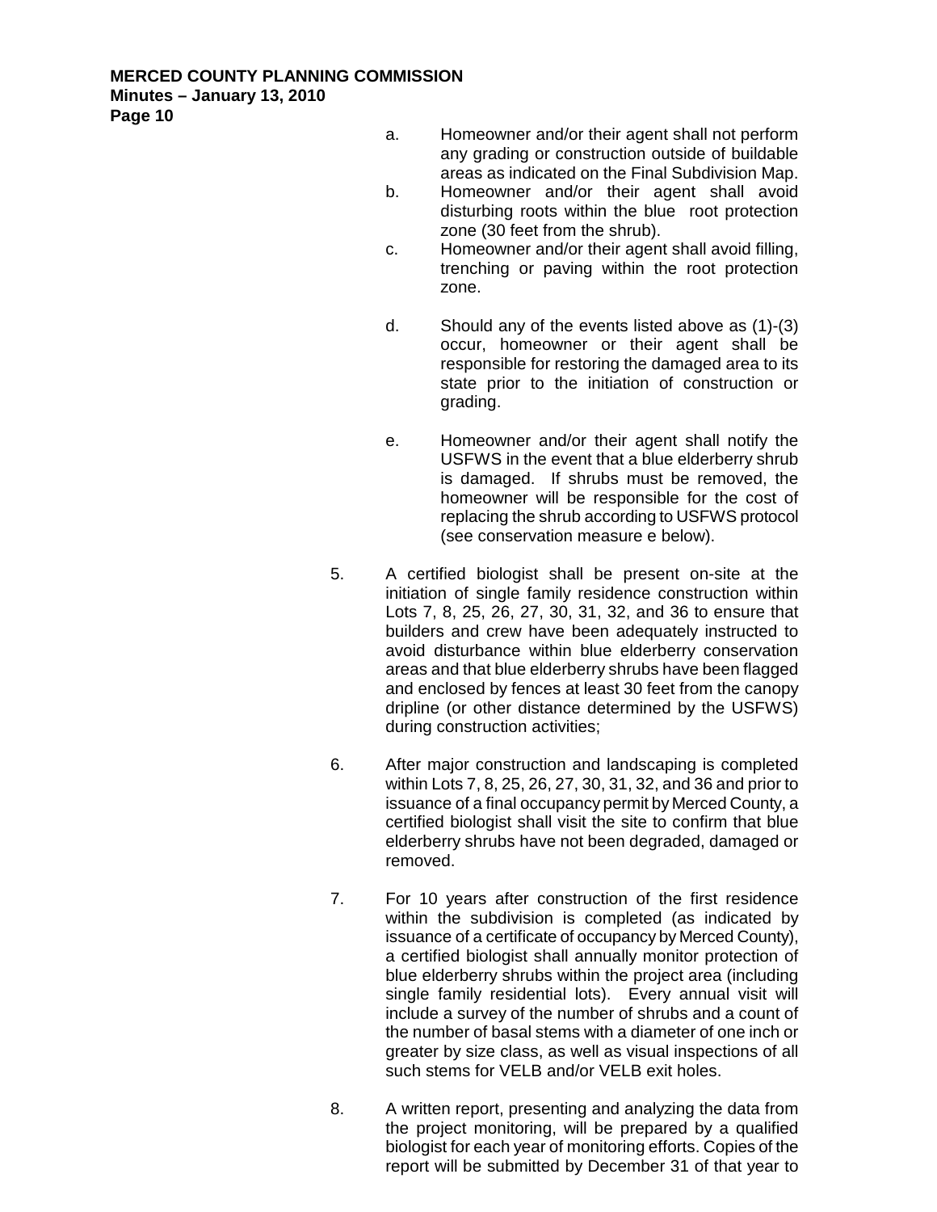a. Homeowner and/or their agent shall not perform any grading or construction outside of buildable areas as indicated on the Final Subdivision Map.

b. Homeowner and/or their agent shall avoid disturbing roots within the blue root protection zone (30 feet from the shrub).

c. Homeowner and/or their agent shall avoid filling, trenching or paving within the root protection zone.

d. Should any of the events listed above as (1)-(3) occur, homeowner or their agent shall be responsible for restoring the damaged area to its state prior to the initiation of construction or grading.

e. Homeowner and/or their agent shall notify the USFWS in the event that a blue elderberry shrub is damaged. If shrubs must be removed, the homeowner will be responsible for the cost of replacing the shrub according to USFWS protocol (see conservation measure e below).

5. A certified biologist shall be present on-site at the initiation of single family residence construction within Lots 7, 8, 25, 26, 27, 30, 31, 32, and 36 to ensure that builders and crew have been adequately instructed to avoid disturbance within blue elderberry conservation areas and that blue elderberry shrubs have been flagged and enclosed by fences at least 30 feet from the canopy dripline (or other distance determined by the USFWS) during construction activities;

6. After major construction and landscaping is completed within Lots 7, 8, 25, 26, 27, 30, 31, 32, and 36 and prior to issuance of a final occupancy permit by Merced County, a certified biologist shall visit the site to confirm that blue elderberry shrubs have not been degraded, damaged or removed.

7. For 10 years after construction of the first residence within the subdivision is completed (as indicated by issuance of a certificate of occupancy by Merced County), a certified biologist shall annually monitor protection of blue elderberry shrubs within the project area (including single family residential lots). Every annual visit will include a survey of the number of shrubs and a count of the number of basal stems with a diameter of one inch or greater by size class, as well as visual inspections of all such stems for VELB and/or VELB exit holes.

8. A written report, presenting and analyzing the data from the project monitoring, will be prepared by a qualified biologist for each year of monitoring efforts. Copies of the report will be submitted by December 31 of that year to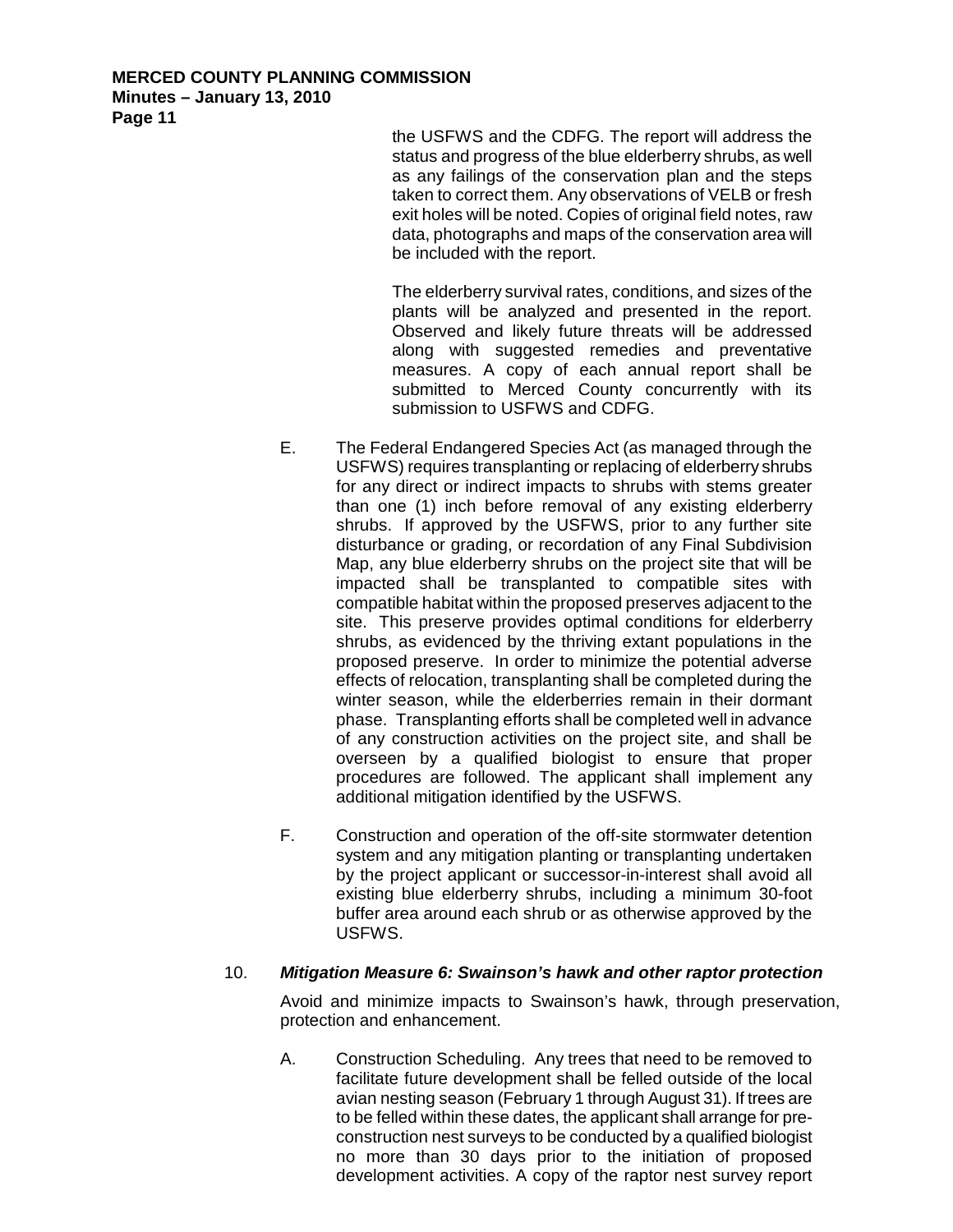the USFWS and the CDFG. The report will address the status and progress of the blue elderberry shrubs, as well as any failings of the conservation plan and the steps taken to correct them. Any observations of VELB or fresh exit holes will be noted. Copies of original field notes, raw data, photographs and maps of the conservation area will be included with the report.

The elderberry survival rates, conditions, and sizes of the plants will be analyzed and presented in the report. Observed and likely future threats will be addressed along with suggested remedies and preventative measures. A copy of each annual report shall be submitted to Merced County concurrently with its submission to USFWS and CDFG.

E. The Federal Endangered Species Act (as managed through the USFWS) requires transplanting or replacing of elderberry shrubs for any direct or indirect impacts to shrubs with stems greater than one (1) inch before removal of any existing elderberry shrubs. If approved by the USFWS, prior to any further site disturbance or grading, or recordation of any Final Subdivision Map, any blue elderberry shrubs on the project site that will be impacted shall be transplanted to compatible sites with compatible habitat within the proposed preserves adjacent to the site. This preserve provides optimal conditions for elderberry shrubs, as evidenced by the thriving extant populations in the proposed preserve. In order to minimize the potential adverse effects of relocation, transplanting shall be completed during the winter season, while the elderberries remain in their dormant phase. Transplanting efforts shall be completed well in advance of any construction activities on the project site, and shall be overseen by a qualified biologist to ensure that proper procedures are followed. The applicant shall implement any additional mitigation identified by the USFWS.

F. Construction and operation of the off-site stormwater detention system and any mitigation planting or transplanting undertaken by the project applicant or successor-in-interest shall avoid all existing blue elderberry shrubs, including a minimum 30-foot buffer area around each shrub or as otherwise approved by the USFWS.

10. ***Mitigation Measure 6: Swainson's hawk and other raptor protection***

Avoid and minimize impacts to Swainson's hawk, through preservation, protection and enhancement.

A. Construction Scheduling. Any trees that need to be removed to facilitate future development shall be felled outside of the local avian nesting season (February 1 through August 31). If trees are to be felled within these dates, the applicant shall arrange for pre-construction nest surveys to be conducted by a qualified biologist no more than 30 days prior to the initiation of proposed development activities. A copy of the raptor nest survey report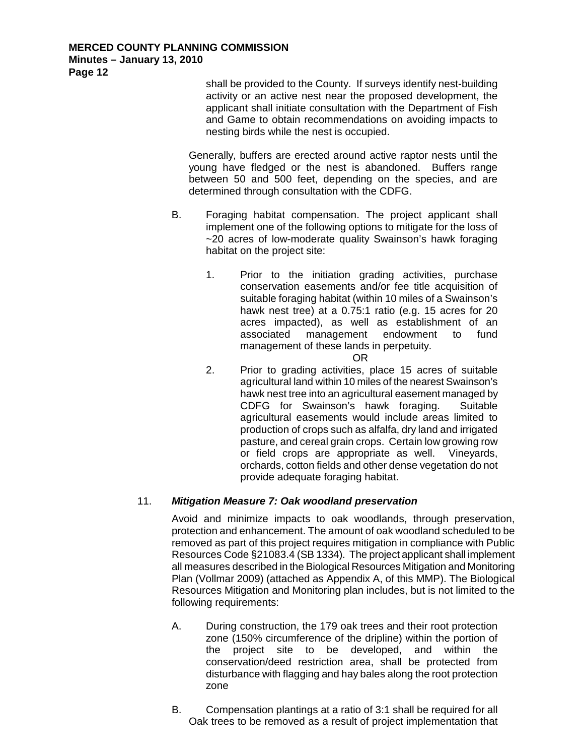shall be provided to the County. If surveys identify nest-building activity or an active nest near the proposed development, the applicant shall initiate consultation with the Department of Fish and Game to obtain recommendations on avoiding impacts to nesting birds while the nest is occupied.

Generally, buffers are erected around active raptor nests until the young have fledged or the nest is abandoned. Buffers range between 50 and 500 feet, depending on the species, and are determined through consultation with the CDFG.

B. Foraging habitat compensation. The project applicant shall implement one of the following options to mitigate for the loss of ~20 acres of low-moderate quality Swainson's hawk foraging habitat on the project site:

1. Prior to the initiation grading activities, purchase conservation easements and/or fee title acquisition of suitable foraging habitat (within 10 miles of a Swainson's hawk nest tree) at a 0.75:1 ratio (e.g. 15 acres for 20 acres impacted), as well as establishment of an associated management endowment to fund management of these lands in perpetuity.

OR

2. Prior to grading activities, place 15 acres of suitable agricultural land within 10 miles of the nearest Swainson's hawk nest tree into an agricultural easement managed by CDFG for Swainson's hawk foraging. Suitable agricultural easements would include areas limited to production of crops such as alfalfa, dry land and irrigated pasture, and cereal grain crops. Certain low growing row or field crops are appropriate as well. Vineyards, orchards, cotton fields and other dense vegetation do not provide adequate foraging habitat.

11. ***Mitigation Measure 7: Oak woodland preservation***

Avoid and minimize impacts to oak woodlands, through preservation, protection and enhancement. The amount of oak woodland scheduled to be removed as part of this project requires mitigation in compliance with Public Resources Code §21083.4 (SB 1334). The project applicant shall implement all measures described in the Biological Resources Mitigation and Monitoring Plan (Vollmar 2009) (attached as Appendix A, of this MMP). The Biological Resources Mitigation and Monitoring plan includes, but is not limited to the following requirements:

A. During construction, the 179 oak trees and their root protection zone (150% circumference of the dripline) within the portion of the project site to be developed, and within the conservation/deed restriction area, shall be protected from disturbance with flagging and hay bales along the root protection zone

B. Compensation plantings at a ratio of 3:1 shall be required for all Oak trees to be removed as a result of project implementation that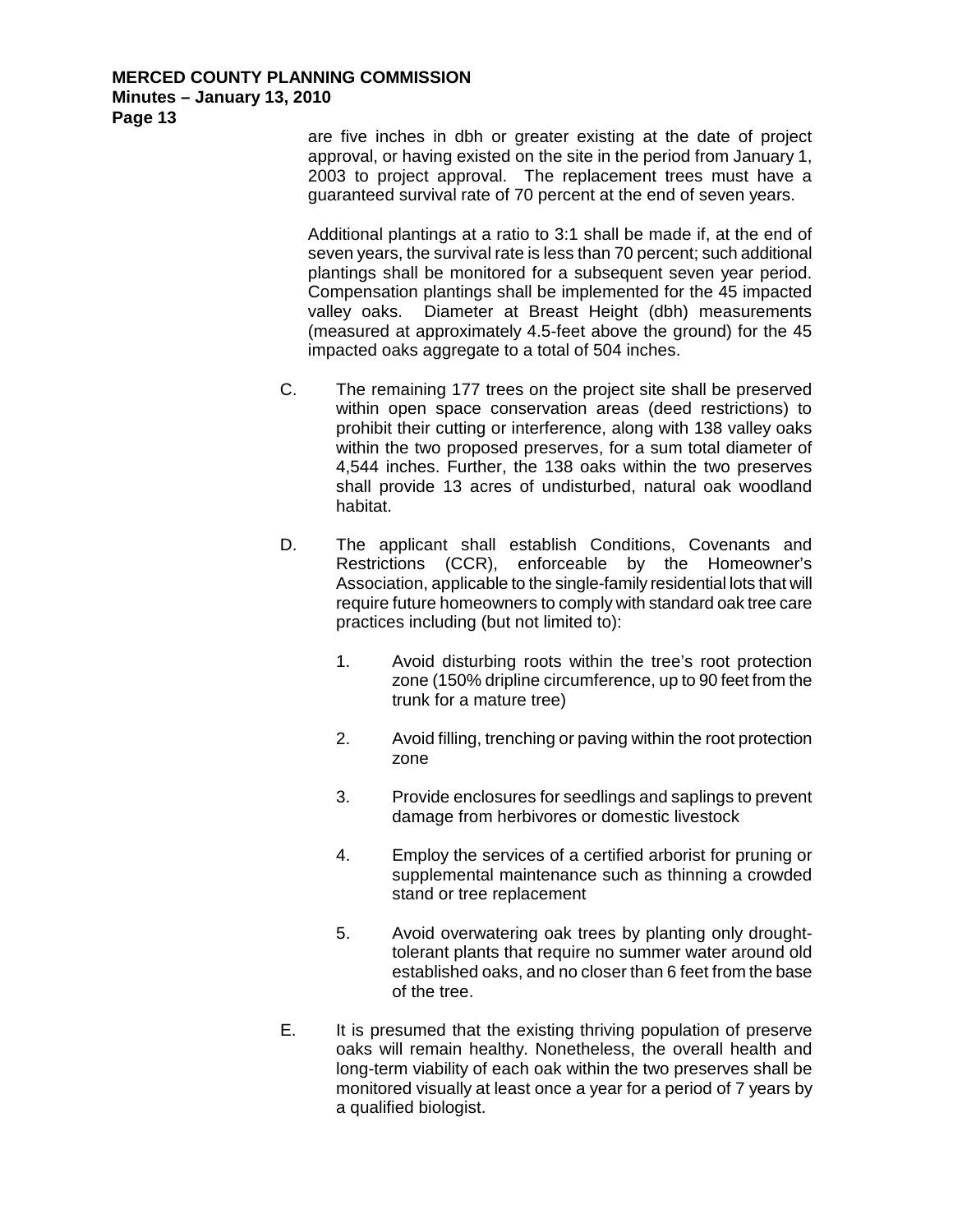are five inches in dbh or greater existing at the date of project approval, or having existed on the site in the period from January 1, 2003 to project approval. The replacement trees must have a guaranteed survival rate of 70 percent at the end of seven years.

Additional plantings at a ratio to 3:1 shall be made if, at the end of seven years, the survival rate is less than 70 percent; such additional plantings shall be monitored for a subsequent seven year period. Compensation plantings shall be implemented for the 45 impacted valley oaks. Diameter at Breast Height (dbh) measurements (measured at approximately 4.5-feet above the ground) for the 45 impacted oaks aggregate to a total of 504 inches.

C. The remaining 177 trees on the project site shall be preserved within open space conservation areas (deed restrictions) to prohibit their cutting or interference, along with 138 valley oaks within the two proposed preserves, for a sum total diameter of 4,544 inches. Further, the 138 oaks within the two preserves shall provide 13 acres of undisturbed, natural oak woodland habitat.

D. The applicant shall establish Conditions, Covenants and Restrictions (CCR), enforceable by the Homeowner's Association, applicable to the single-family residential lots that will require future homeowners to comply with standard oak tree care practices including (but not limited to):

1. Avoid disturbing roots within the tree's root protection zone (150% dripline circumference, up to 90 feet from the trunk for a mature tree)

2. Avoid filling, trenching or paving within the root protection zone

3. Provide enclosures for seedlings and saplings to prevent damage from herbivores or domestic livestock

4. Employ the services of a certified arborist for pruning or supplemental maintenance such as thinning a crowded stand or tree replacement

5. Avoid overwatering oak trees by planting only drought-tolerant plants that require no summer water around old established oaks, and no closer than 6 feet from the base of the tree.

E. It is presumed that the existing thriving population of preserve oaks will remain healthy. Nonetheless, the overall health and long-term viability of each oak within the two preserves shall be monitored visually at least once a year for a period of 7 years by a qualified biologist.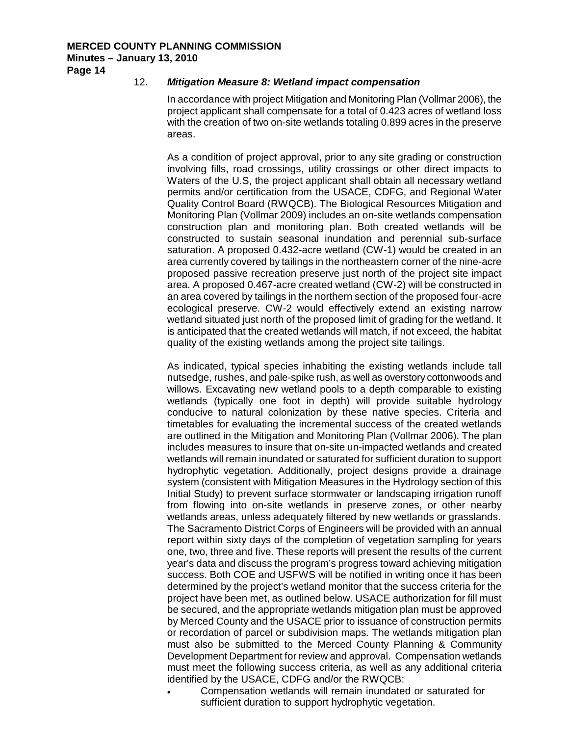12. ***Mitigation Measure 8: Wetland impact compensation***

In accordance with project Mitigation and Monitoring Plan (Vollmar 2006), the project applicant shall compensate for a total of 0.423 acres of wetland loss with the creation of two on-site wetlands totaling 0.899 acres in the preserve areas.

As a condition of project approval, prior to any site grading or construction involving fills, road crossings, utility crossings or other direct impacts to Waters of the U.S, the project applicant shall obtain all necessary wetland permits and/or certification from the USACE, CDFG, and Regional Water Quality Control Board (RWQCB). The Biological Resources Mitigation and Monitoring Plan (Vollmar 2009) includes an on-site wetlands compensation construction plan and monitoring plan. Both created wetlands will be constructed to sustain seasonal inundation and perennial sub-surface saturation. A proposed 0.432-acre wetland (CW-1) would be created in an area currently covered by tailings in the northeastern corner of the nine-acre proposed passive recreation preserve just north of the project site impact area. A proposed 0.467-acre created wetland (CW-2) will be constructed in an area covered by tailings in the northern section of the proposed four-acre ecological preserve. CW-2 would effectively extend an existing narrow wetland situated just north of the proposed limit of grading for the wetland. It is anticipated that the created wetlands will match, if not exceed, the habitat quality of the existing wetlands among the project site tailings.

As indicated, typical species inhabiting the existing wetlands include tall nutsedge, rushes, and pale-spike rush, as well as overstory cottonwoods and willows. Excavating new wetland pools to a depth comparable to existing wetlands (typically one foot in depth) will provide suitable hydrology conducive to natural colonization by these native species. Criteria and timetables for evaluating the incremental success of the created wetlands are outlined in the Mitigation and Monitoring Plan (Vollmar 2006). The plan includes measures to insure that on-site un-impacted wetlands and created wetlands will remain inundated or saturated for sufficient duration to support hydrophytic vegetation. Additionally, project designs provide a drainage system (consistent with Mitigation Measures in the Hydrology section of this Initial Study) to prevent surface stormwater or landscaping irrigation runoff from flowing into on-site wetlands in preserve zones, or other nearby wetlands areas, unless adequately filtered by new wetlands or grasslands. The Sacramento District Corps of Engineers will be provided with an annual report within sixty days of the completion of vegetation sampling for years one, two, three and five. These reports will present the results of the current year's data and discuss the program's progress toward achieving mitigation success. Both COE and USFWS will be notified in writing once it has been determined by the project's wetland monitor that the success criteria for the project have been met, as outlined below. USACE authorization for fill must be secured, and the appropriate wetlands mitigation plan must be approved by Merced County and the USACE prior to issuance of construction permits or recordation of parcel or subdivision maps. The wetlands mitigation plan must also be submitted to the Merced County Planning & Community Development Department for review and approval. Compensation wetlands must meet the following success criteria, as well as any additional criteria identified by the USACE, CDFG and/or the RWQCB:

- Compensation wetlands will remain inundated or saturated for sufficient duration to support hydrophytic vegetation.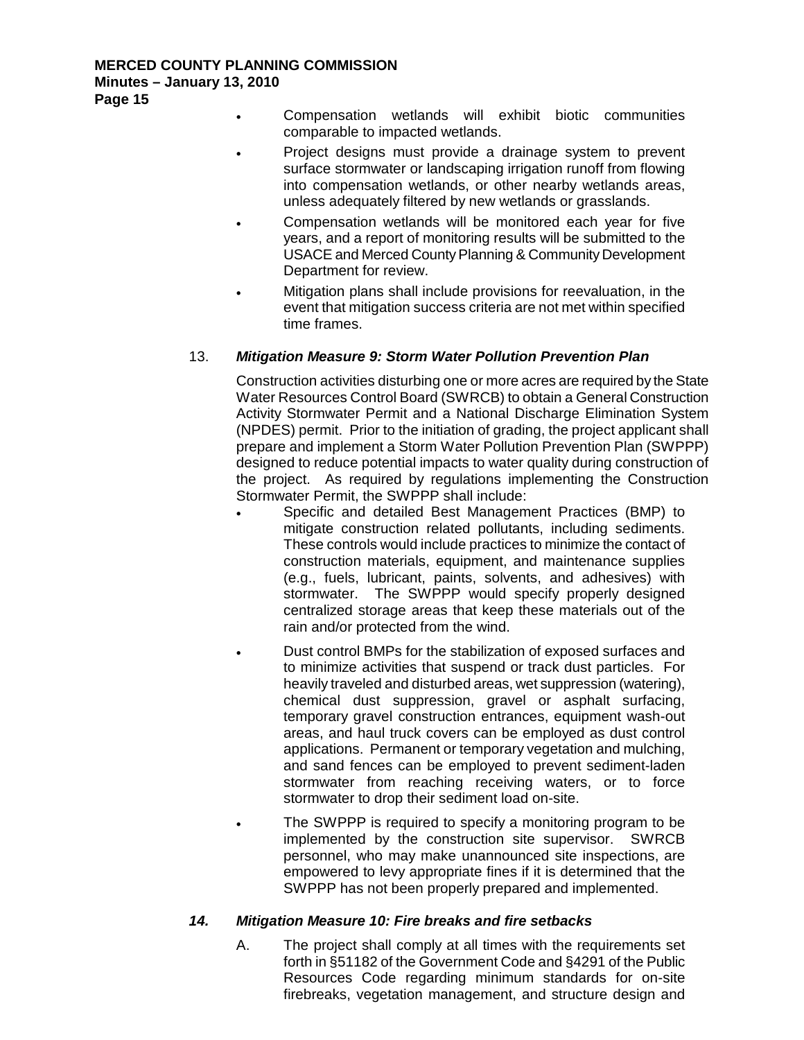- Compensation wetlands will exhibit biotic communities comparable to impacted wetlands.
- Project designs must provide a drainage system to prevent surface stormwater or landscaping irrigation runoff from flowing into compensation wetlands, or other nearby wetlands areas, unless adequately filtered by new wetlands or grasslands.
- Compensation wetlands will be monitored each year for five years, and a report of monitoring results will be submitted to the USACE and Merced County Planning & Community Development Department for review.
- Mitigation plans shall include provisions for reevaluation, in the event that mitigation success criteria are not met within specified time frames.

13. ***Mitigation Measure 9: Storm Water Pollution Prevention Plan***

    Construction activities disturbing one or more acres are required by the State Water Resources Control Board (SWRCB) to obtain a General Construction Activity Stormwater Permit and a National Discharge Elimination System (NPDES) permit. Prior to the initiation of grading, the project applicant shall prepare and implement a Storm Water Pollution Prevention Plan (SWPPP) designed to reduce potential impacts to water quality during construction of the project. As required by regulations implementing the Construction Stormwater Permit, the SWPPP shall include:

    - Specific and detailed Best Management Practices (BMP) to mitigate construction related pollutants, including sediments. These controls would include practices to minimize the contact of construction materials, equipment, and maintenance supplies (e.g., fuels, lubricant, paints, solvents, and adhesives) with stormwater. The SWPPP would specify properly designed centralized storage areas that keep these materials out of the rain and/or protected from the wind.
    - Dust control BMPs for the stabilization of exposed surfaces and to minimize activities that suspend or track dust particles. For heavily traveled and disturbed areas, wet suppression (watering), chemical dust suppression, gravel or asphalt surfacing, temporary gravel construction entrances, equipment wash-out areas, and haul truck covers can be employed as dust control applications. Permanent or temporary vegetation and mulching, and sand fences can be employed to prevent sediment-laden stormwater from reaching receiving waters, or to force stormwater to drop their sediment load on-site.
    - The SWPPP is required to specify a monitoring program to be implemented by the construction site supervisor. SWRCB personnel, who may make unannounced site inspections, are empowered to levy appropriate fines if it is determined that the SWPPP has not been properly prepared and implemented.

14. ***Mitigation Measure 10: Fire breaks and fire setbacks***

    A. The project shall comply at all times with the requirements set forth in §51182 of the Government Code and §4291 of the Public Resources Code regarding minimum standards for on-site firebreaks, vegetation management, and structure design and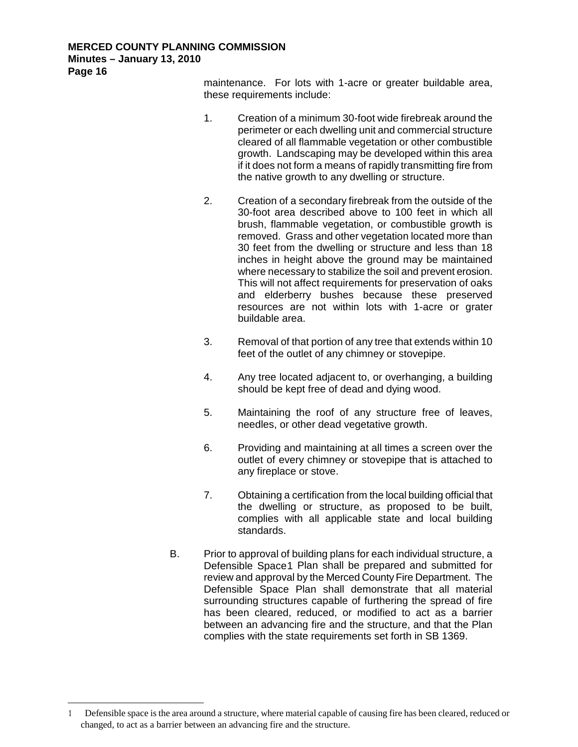maintenance. For lots with 1-acre or greater buildable area, these requirements include:

1. Creation of a minimum 30-foot wide firebreak around the perimeter or each dwelling unit and commercial structure cleared of all flammable vegetation or other combustible growth. Landscaping may be developed within this area if it does not form a means of rapidly transmitting fire from the native growth to any dwelling or structure.

2. Creation of a secondary firebreak from the outside of the 30-foot area described above to 100 feet in which all brush, flammable vegetation, or combustible growth is removed. Grass and other vegetation located more than 30 feet from the dwelling or structure and less than 18 inches in height above the ground may be maintained where necessary to stabilize the soil and prevent erosion. This will not affect requirements for preservation of oaks and elderberry bushes because these preserved resources are not within lots with 1-acre or grater buildable area.

3. Removal of that portion of any tree that extends within 10 feet of the outlet of any chimney or stovepipe.

4. Any tree located adjacent to, or overhanging, a building should be kept free of dead and dying wood.

5. Maintaining the roof of any structure free of leaves, needles, or other dead vegetative growth.

6. Providing and maintaining at all times a screen over the outlet of every chimney or stovepipe that is attached to any fireplace or stove.

7. Obtaining a certification from the local building official that the dwelling or structure, as proposed to be built, complies with all applicable state and local building standards.

B. Prior to approval of building plans for each individual structure, a Defensible Space[1] Plan shall be prepared and submitted for review and approval by the Merced County Fire Department. The Defensible Space Plan shall demonstrate that all material surrounding structures capable of furthering the spread of fire has been cleared, reduced, or modified to act as a barrier between an advancing fire and the structure, and that the Plan complies with the state requirements set forth in SB 1369.

---

[1] Defensible space is the area around a structure, where material capable of causing fire has been cleared, reduced or changed, to act as a barrier between an advancing fire and the structure.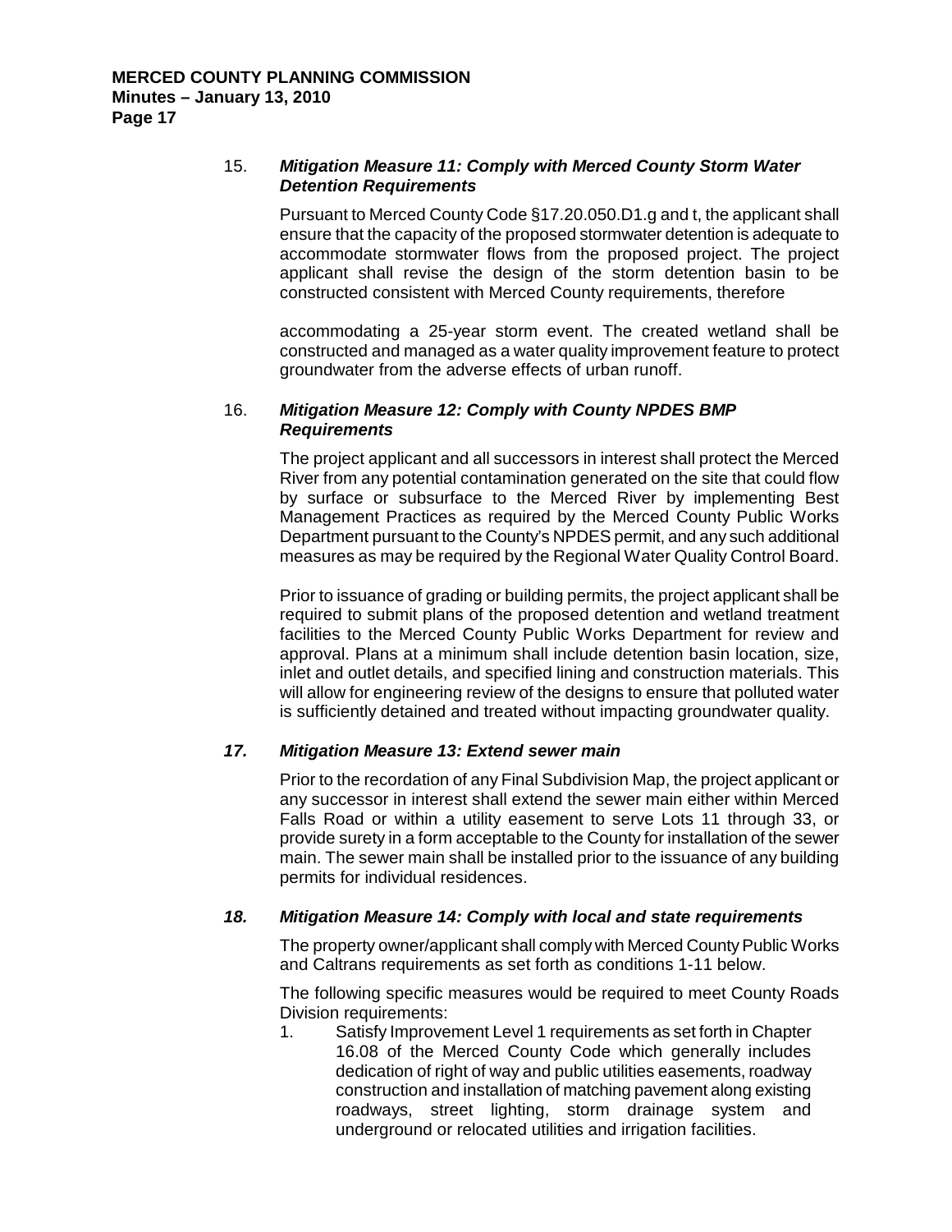15. ***Mitigation Measure 11: Comply with Merced County Storm Water Detention Requirements***

Pursuant to Merced County Code §17.20.050.D1.g and t, the applicant shall ensure that the capacity of the proposed stormwater detention is adequate to accommodate stormwater flows from the proposed project. The project applicant shall revise the design of the storm detention basin to be constructed consistent with Merced County requirements, therefore

accommodating a 25-year storm event. The created wetland shall be constructed and managed as a water quality improvement feature to protect groundwater from the adverse effects of urban runoff.

16. ***Mitigation Measure 12: Comply with County NPDES BMP Requirements***

The project applicant and all successors in interest shall protect the Merced River from any potential contamination generated on the site that could flow by surface or subsurface to the Merced River by implementing Best Management Practices as required by the Merced County Public Works Department pursuant to the County's NPDES permit, and any such additional measures as may be required by the Regional Water Quality Control Board.

Prior to issuance of grading or building permits, the project applicant shall be required to submit plans of the proposed detention and wetland treatment facilities to the Merced County Public Works Department for review and approval. Plans at a minimum shall include detention basin location, size, inlet and outlet details, and specified lining and construction materials. This will allow for engineering review of the designs to ensure that polluted water is sufficiently detained and treated without impacting groundwater quality.

***17. Mitigation Measure 13: Extend sewer main***

Prior to the recordation of any Final Subdivision Map, the project applicant or any successor in interest shall extend the sewer main either within Merced Falls Road or within a utility easement to serve Lots 11 through 33, or provide surety in a form acceptable to the County for installation of the sewer main. The sewer main shall be installed prior to the issuance of any building permits for individual residences.

***18. Mitigation Measure 14: Comply with local and state requirements***

The property owner/applicant shall comply with Merced County Public Works and Caltrans requirements as set forth as conditions 1-11 below.

The following specific measures would be required to meet County Roads Division requirements:

1. Satisfy Improvement Level 1 requirements as set forth in Chapter 16.08 of the Merced County Code which generally includes dedication of right of way and public utilities easements, roadway construction and installation of matching pavement along existing roadways, street lighting, storm drainage system and underground or relocated utilities and irrigation facilities.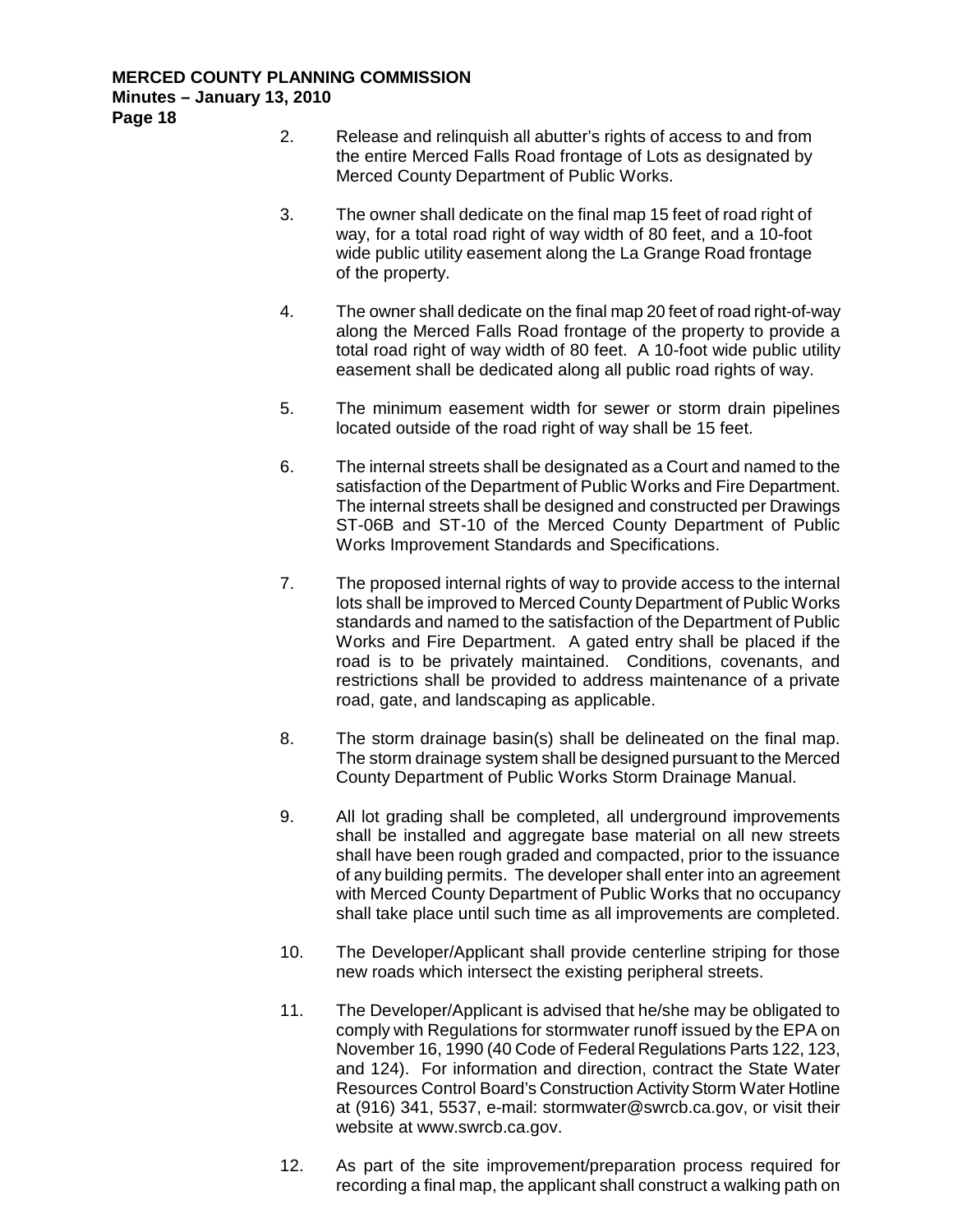2. Release and relinquish all abutter's rights of access to and from the entire Merced Falls Road frontage of Lots as designated by Merced County Department of Public Works.

3. The owner shall dedicate on the final map 15 feet of road right of way, for a total road right of way width of 80 feet, and a 10-foot wide public utility easement along the La Grange Road frontage of the property.

4. The owner shall dedicate on the final map 20 feet of road right-of-way along the Merced Falls Road frontage of the property to provide a total road right of way width of 80 feet. A 10-foot wide public utility easement shall be dedicated along all public road rights of way.

5. The minimum easement width for sewer or storm drain pipelines located outside of the road right of way shall be 15 feet.

6. The internal streets shall be designated as a Court and named to the satisfaction of the Department of Public Works and Fire Department. The internal streets shall be designed and constructed per Drawings ST-06B and ST-10 of the Merced County Department of Public Works Improvement Standards and Specifications.

7. The proposed internal rights of way to provide access to the internal lots shall be improved to Merced County Department of Public Works standards and named to the satisfaction of the Department of Public Works and Fire Department. A gated entry shall be placed if the road is to be privately maintained. Conditions, covenants, and restrictions shall be provided to address maintenance of a private road, gate, and landscaping as applicable.

8. The storm drainage basin(s) shall be delineated on the final map. The storm drainage system shall be designed pursuant to the Merced County Department of Public Works Storm Drainage Manual.

9. All lot grading shall be completed, all underground improvements shall be installed and aggregate base material on all new streets shall have been rough graded and compacted, prior to the issuance of any building permits. The developer shall enter into an agreement with Merced County Department of Public Works that no occupancy shall take place until such time as all improvements are completed.

10. The Developer/Applicant shall provide centerline striping for those new roads which intersect the existing peripheral streets.

11. The Developer/Applicant is advised that he/she may be obligated to comply with Regulations for stormwater runoff issued by the EPA on November 16, 1990 (40 Code of Federal Regulations Parts 122, 123, and 124). For information and direction, contract the State Water Resources Control Board's Construction Activity Storm Water Hotline at (916) 341, 5537, e-mail: stormwater@swrcb.ca.gov, or visit their website at www.swrcb.ca.gov.

12. As part of the site improvement/preparation process required for recording a final map, the applicant shall construct a walking path on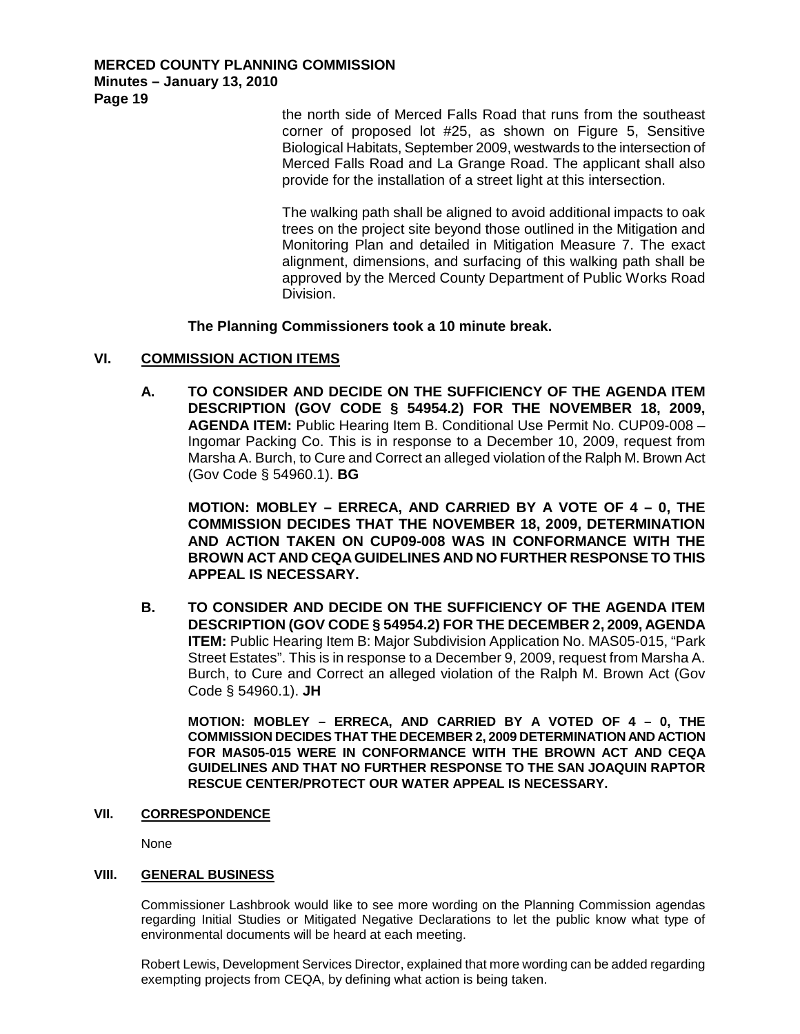the north side of Merced Falls Road that runs from the southeast corner of proposed lot #25, as shown on Figure 5, Sensitive Biological Habitats, September 2009, westwards to the intersection of Merced Falls Road and La Grange Road. The applicant shall also provide for the installation of a street light at this intersection.

The walking path shall be aligned to avoid additional impacts to oak trees on the project site beyond those outlined in the Mitigation and Monitoring Plan and detailed in Mitigation Measure 7. The exact alignment, dimensions, and surfacing of this walking path shall be approved by the Merced County Department of Public Works Road Division.

**The Planning Commissioners took a 10 minute break.**

## VI. COMMISSION ACTION ITEMS

**A. TO CONSIDER AND DECIDE ON THE SUFFICIENCY OF THE AGENDA ITEM DESCRIPTION (GOV CODE § 54954.2) FOR THE NOVEMBER 18, 2009, AGENDA ITEM:** Public Hearing Item B. Conditional Use Permit No. CUP09-008 – Ingomar Packing Co. This is in response to a December 10, 2009, request from Marsha A. Burch, to Cure and Correct an alleged violation of the Ralph M. Brown Act (Gov Code § 54960.1). **BG**

**MOTION: MOBLEY – ERRECA, AND CARRIED BY A VOTE OF 4 – 0, THE COMMISSION DECIDES THAT THE NOVEMBER 18, 2009, DETERMINATION AND ACTION TAKEN ON CUP09-008 WAS IN CONFORMANCE WITH THE BROWN ACT AND CEQA GUIDELINES AND NO FURTHER RESPONSE TO THIS APPEAL IS NECESSARY.**

**B. TO CONSIDER AND DECIDE ON THE SUFFICIENCY OF THE AGENDA ITEM DESCRIPTION (GOV CODE § 54954.2) FOR THE DECEMBER 2, 2009, AGENDA ITEM:** Public Hearing Item B: Major Subdivision Application No. MAS05-015, "Park Street Estates". This is in response to a December 9, 2009, request from Marsha A. Burch, to Cure and Correct an alleged violation of the Ralph M. Brown Act (Gov Code § 54960.1). **JH**

**MOTION: MOBLEY – ERRECA, AND CARRIED BY A VOTED OF 4 – 0, THE COMMISSION DECIDES THAT THE DECEMBER 2, 2009 DETERMINATION AND ACTION FOR MAS05-015 WERE IN CONFORMANCE WITH THE BROWN ACT AND CEQA GUIDELINES AND THAT NO FURTHER RESPONSE TO THE SAN JOAQUIN RAPTOR RESCUE CENTER/PROTECT OUR WATER APPEAL IS NECESSARY.**

## VII. CORRESPONDENCE

None

## VIII. GENERAL BUSINESS

Commissioner Lashbrook would like to see more wording on the Planning Commission agendas regarding Initial Studies or Mitigated Negative Declarations to let the public know what type of environmental documents will be heard at each meeting.

Robert Lewis, Development Services Director, explained that more wording can be added regarding exempting projects from CEQA, by defining what action is being taken.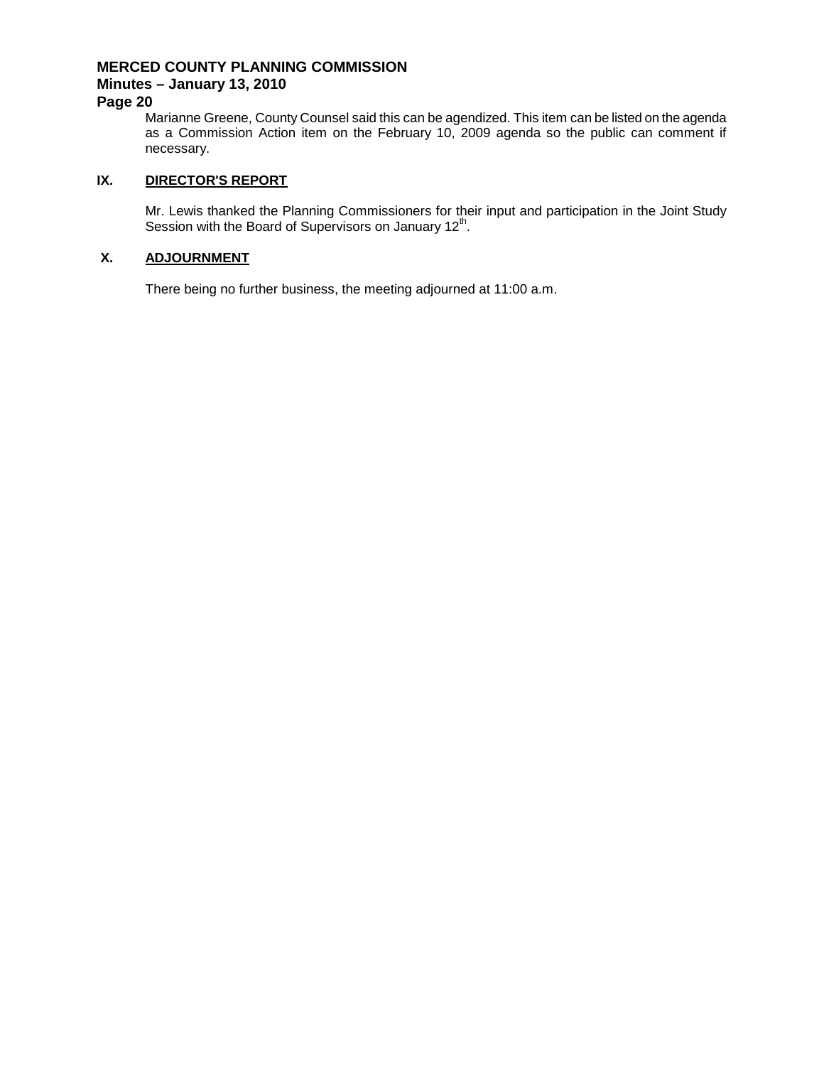Marianne Greene, County Counsel said this can be agendized. This item can be listed on the agenda as a Commission Action item on the February 10, 2009 agenda so the public can comment if necessary.

## IX. DIRECTOR'S REPORT

Mr. Lewis thanked the Planning Commissioners for their input and participation in the Joint Study Session with the Board of Supervisors on January 12th.

## X. ADJOURNMENT

There being no further business, the meeting adjourned at 11:00 a.m.